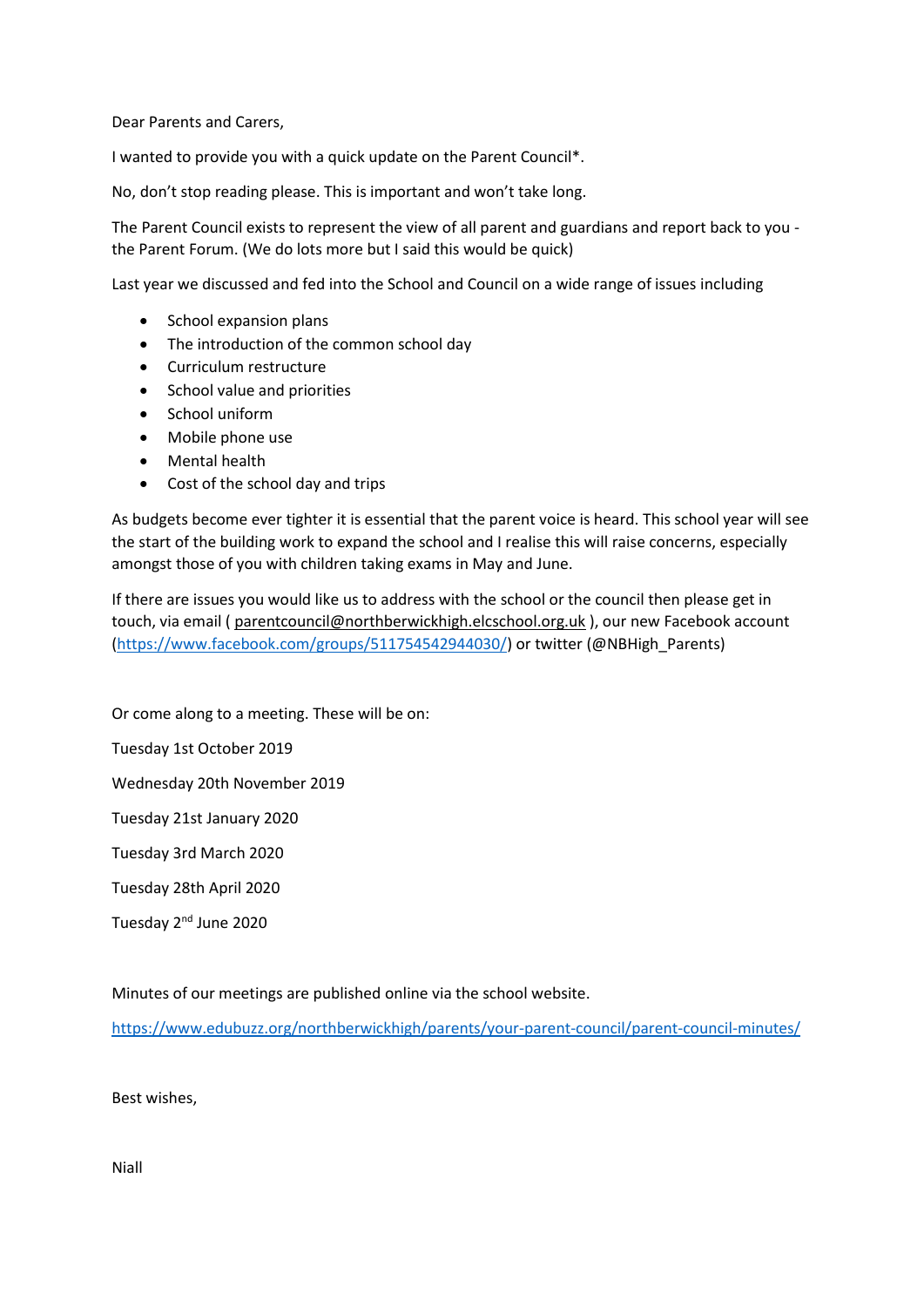Dear Parents and Carers,

I wanted to provide you with a quick update on the Parent Council*.

No, don't stop reading please. This is important and won't take long.

The Parent Council exists to represent the view of all parent and guardians and report back to you - the Parent Forum. (We do lots more but I said this would be quick)

Last year we discussed and fed into the School and Council on a wide range of issues including

- School expansion plans
- The introduction of the common school day
- Curriculum restructure
- School value and priorities
- School uniform
- Mobile phone use
- Mental health
- Cost of the school day and trips

As budgets become ever tighter it is essential that the parent voice is heard. This school year will see the start of the building work to expand the school and I realise this will raise concerns, especially amongst those of you with children taking exams in May and June.

If there are issues you would like us to address with the school or the council then please get in touch, via email ( parentcouncil@northberwickhigh.elcschool.org.uk ), our new Facebook account (https://www.facebook.com/groups/511754542944030/) or twitter (@NBHigh_Parents)

Or come along to a meeting. These will be on:

Tuesday 1st October 2019

Wednesday 20th November 2019

Tuesday 21st January 2020

Tuesday 3rd March 2020

Tuesday 28th April 2020

Tuesday 2nd June 2020

Minutes of our meetings are published online via the school website.

https://www.edubuzz.org/northberwickhigh/parents/your-parent-council/parent-council-minutes/

Best wishes,

Niall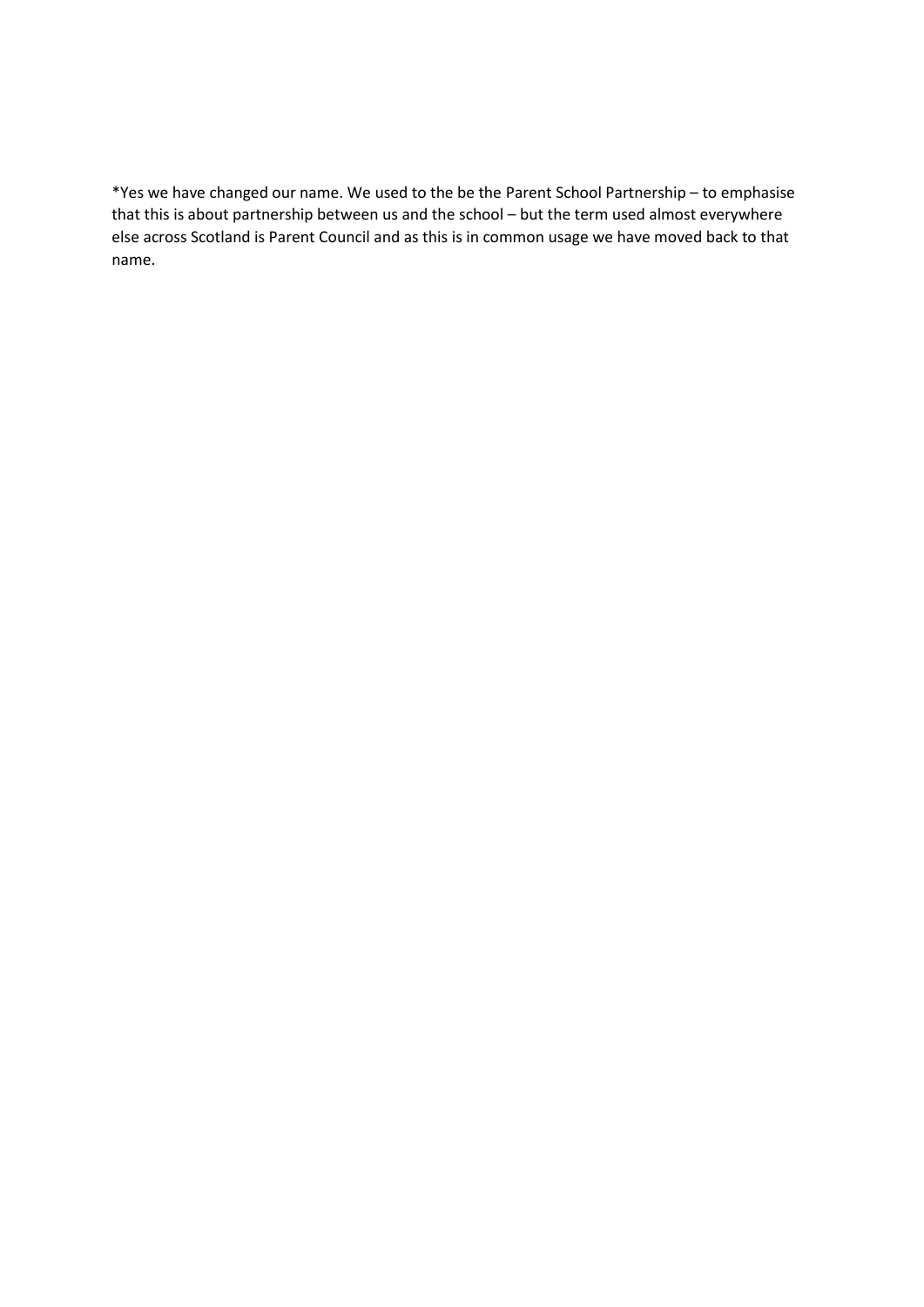*Yes we have changed our name. We used to the be the Parent School Partnership – to emphasise that this is about partnership between us and the school – but the term used almost everywhere else across Scotland is Parent Council and as this is in common usage we have moved back to that name.